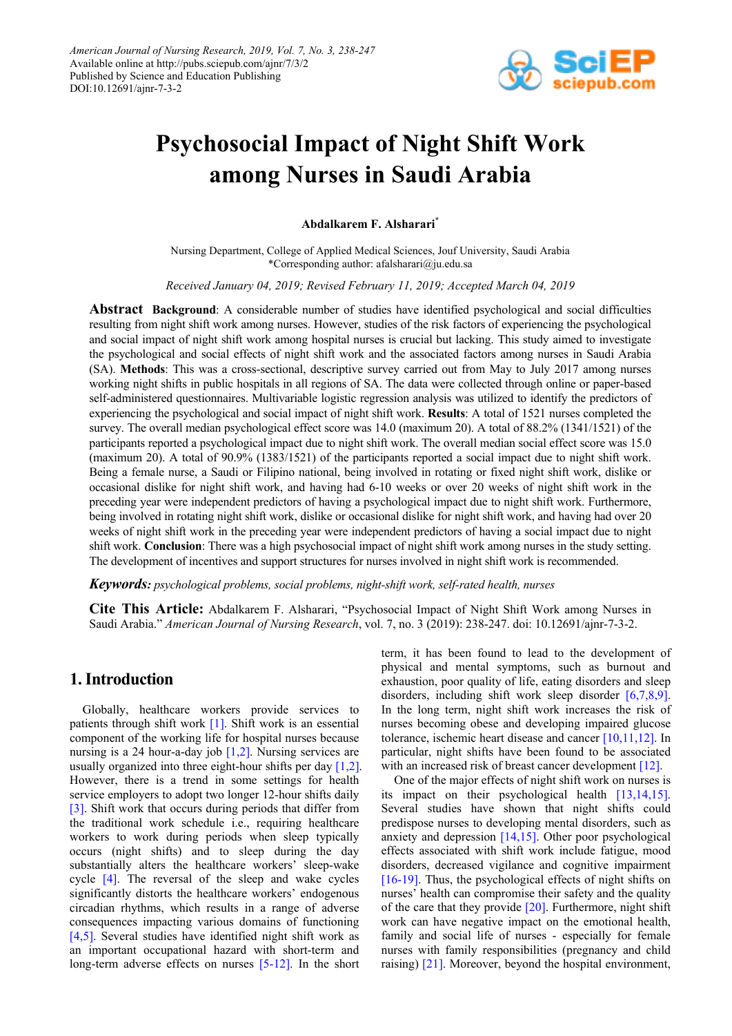American Journal of Nursing Research, 2019, Vol. 7, No. 3, 238-247
Available online at http://pubs.sciepub.com/ajnr/7/3/2
Published by Science and Education Publishing
DOI:10.12691/ajnr-7-3-2

# Psychosocial Impact of Night Shift Work among Nurses in Saudi Arabia

**Abdalkarem F. Alsharari***

Nursing Department, College of Applied Medical Sciences, Jouf University, Saudi Arabia
*Corresponding author: afalsharari@ju.edu.sa

*Received January 04, 2019; Revised February 11, 2019; Accepted March 04, 2019*

**Abstract** **Background**: A considerable number of studies have identified psychological and social difficulties resulting from night shift work among nurses. However, studies of the risk factors of experiencing the psychological and social impact of night shift work among hospital nurses is crucial but lacking. This study aimed to investigate the psychological and social effects of night shift work and the associated factors among nurses in Saudi Arabia (SA). **Methods**: This was a cross-sectional, descriptive survey carried out from May to July 2017 among nurses working night shifts in public hospitals in all regions of SA. The data were collected through online or paper-based self-administered questionnaires. Multivariable logistic regression analysis was utilized to identify the predictors of experiencing the psychological and social impact of night shift work. **Results**: A total of 1521 nurses completed the survey. The overall median psychological effect score was 14.0 (maximum 20). A total of 88.2% (1341/1521) of the participants reported a psychological impact due to night shift work. The overall median social effect score was 15.0 (maximum 20). A total of 90.9% (1383/1521) of the participants reported a social impact due to night shift work. Being a female nurse, a Saudi or Filipino national, being involved in rotating or fixed night shift work, dislike or occasional dislike for night shift work, and having had 6-10 weeks or over 20 weeks of night shift work in the preceding year were independent predictors of having a psychological impact due to night shift work. Furthermore, being involved in rotating night shift work, dislike or occasional dislike for night shift work, and having had over 20 weeks of night shift work in the preceding year were independent predictors of having a social impact due to night shift work. **Conclusion**: There was a high psychosocial impact of night shift work among nurses in the study setting. The development of incentives and support structures for nurses involved in night shift work is recommended.

***Keywords:*** *psychological problems, social problems, night-shift work, self-rated health, nurses*

**Cite This Article:** Abdalkarem F. Alsharari, "Psychosocial Impact of Night Shift Work among Nurses in Saudi Arabia." *American Journal of Nursing Research*, vol. 7, no. 3 (2019): 238-247. doi: 10.12691/ajnr-7-3-2.

## 1. Introduction

Globally, healthcare workers provide services to patients through shift work [1]. Shift work is an essential component of the working life for hospital nurses because nursing is a 24 hour-a-day job [1,2]. Nursing services are usually organized into three eight-hour shifts per day [1,2]. However, there is a trend in some settings for health service employers to adopt two longer 12-hour shifts daily [3]. Shift work that occurs during periods that differ from the traditional work schedule i.e., requiring healthcare workers to work during periods when sleep typically occurs (night shifts) and to sleep during the day substantially alters the healthcare workers' sleep-wake cycle [4]. The reversal of the sleep and wake cycles significantly distorts the healthcare workers' endogenous circadian rhythms, which results in a range of adverse consequences impacting various domains of functioning [4,5]. Several studies have identified night shift work as an important occupational hazard with short-term and long-term adverse effects on nurses [5-12]. In the short term, it has been found to lead to the development of physical and mental symptoms, such as burnout and exhaustion, poor quality of life, eating disorders and sleep disorders, including shift work sleep disorder [6,7,8,9]. In the long term, night shift work increases the risk of nurses becoming obese and developing impaired glucose tolerance, ischemic heart disease and cancer [10,11,12]. In particular, night shifts have been found to be associated with an increased risk of breast cancer development [12].

One of the major effects of night shift work on nurses is its impact on their psychological health [13,14,15]. Several studies have shown that night shifts could predispose nurses to developing mental disorders, such as anxiety and depression [14,15]. Other poor psychological effects associated with shift work include fatigue, mood disorders, decreased vigilance and cognitive impairment [16-19]. Thus, the psychological effects of night shifts on nurses' health can compromise their safety and the quality of the care that they provide [20]. Furthermore, night shift work can have negative impact on the emotional health, family and social life of nurses - especially for female nurses with family responsibilities (pregnancy and child raising) [21]. Moreover, beyond the hospital environment,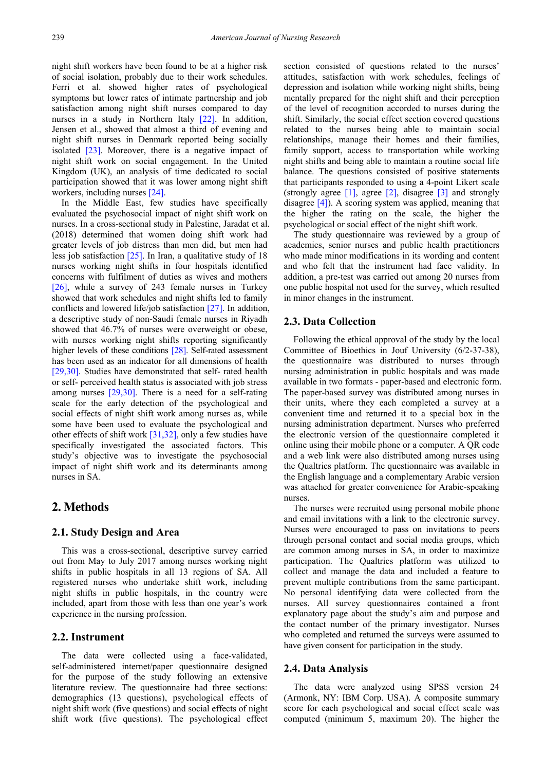night shift workers have been found to be at a higher risk of social isolation, probably due to their work schedules. Ferri et al. showed higher rates of psychological symptoms but lower rates of intimate partnership and job satisfaction among night shift nurses compared to day nurses in a study in Northern Italy [22]. In addition, Jensen et al., showed that almost a third of evening and night shift nurses in Denmark reported being socially isolated [23]. Moreover, there is a negative impact of night shift work on social engagement. In the United Kingdom (UK), an analysis of time dedicated to social participation showed that it was lower among night shift workers, including nurses [24].

In the Middle East, few studies have specifically evaluated the psychosocial impact of night shift work on nurses. In a cross-sectional study in Palestine, Jaradat et al. (2018) determined that women doing shift work had greater levels of job distress than men did, but men had less job satisfaction [25]. In Iran, a qualitative study of 18 nurses working night shifts in four hospitals identified concerns with fulfilment of duties as wives and mothers [26], while a survey of 243 female nurses in Turkey showed that work schedules and night shifts led to family conflicts and lowered life/job satisfaction [27]. In addition, a descriptive study of non-Saudi female nurses in Riyadh showed that 46.7% of nurses were overweight or obese, with nurses working night shifts reporting significantly higher levels of these conditions [28]. Self-rated assessment has been used as an indicator for all dimensions of health [29,30]. Studies have demonstrated that self- rated health or self- perceived health status is associated with job stress among nurses [29,30]. There is a need for a self-rating scale for the early detection of the psychological and social effects of night shift work among nurses as, while some have been used to evaluate the psychological and other effects of shift work [31,32], only a few studies have specifically investigated the associated factors. This study's objective was to investigate the psychosocial impact of night shift work and its determinants among nurses in SA.

## 2. Methods

### 2.1. Study Design and Area

This was a cross-sectional, descriptive survey carried out from May to July 2017 among nurses working night shifts in public hospitals in all 13 regions of SA. All registered nurses who undertake shift work, including night shifts in public hospitals, in the country were included, apart from those with less than one year's work experience in the nursing profession.

### 2.2. Instrument

The data were collected using a face-validated, self-administered internet/paper questionnaire designed for the purpose of the study following an extensive literature review. The questionnaire had three sections: demographics (13 questions), psychological effects of night shift work (five questions) and social effects of night shift work (five questions). The psychological effect section consisted of questions related to the nurses' attitudes, satisfaction with work schedules, feelings of depression and isolation while working night shifts, being mentally prepared for the night shift and their perception of the level of recognition accorded to nurses during the shift. Similarly, the social effect section covered questions related to the nurses being able to maintain social relationships, manage their homes and their families, family support, access to transportation while working night shifts and being able to maintain a routine social life balance. The questions consisted of positive statements that participants responded to using a 4-point Likert scale (strongly agree [1], agree [2], disagree [3] and strongly disagree [4]). A scoring system was applied, meaning that the higher the rating on the scale, the higher the psychological or social effect of the night shift work.

The study questionnaire was reviewed by a group of academics, senior nurses and public health practitioners who made minor modifications in its wording and content and who felt that the instrument had face validity. In addition, a pre-test was carried out among 20 nurses from one public hospital not used for the survey, which resulted in minor changes in the instrument.

### 2.3. Data Collection

Following the ethical approval of the study by the local Committee of Bioethics in Jouf University (6/2-37-38), the questionnaire was distributed to nurses through nursing administration in public hospitals and was made available in two formats - paper-based and electronic form. The paper-based survey was distributed among nurses in their units, where they each completed a survey at a convenient time and returned it to a special box in the nursing administration department. Nurses who preferred the electronic version of the questionnaire completed it online using their mobile phone or a computer. A QR code and a web link were also distributed among nurses using the Qualtrics platform. The questionnaire was available in the English language and a complementary Arabic version was attached for greater convenience for Arabic-speaking nurses.

The nurses were recruited using personal mobile phone and email invitations with a link to the electronic survey. Nurses were encouraged to pass on invitations to peers through personal contact and social media groups, which are common among nurses in SA, in order to maximize participation. The Qualtrics platform was utilized to collect and manage the data and included a feature to prevent multiple contributions from the same participant. No personal identifying data were collected from the nurses. All survey questionnaires contained a front explanatory page about the study's aim and purpose and the contact number of the primary investigator. Nurses who completed and returned the surveys were assumed to have given consent for participation in the study.

### 2.4. Data Analysis

The data were analyzed using SPSS version 24 (Armonk, NY: IBM Corp. USA). A composite summary score for each psychological and social effect scale was computed (minimum 5, maximum 20). The higher the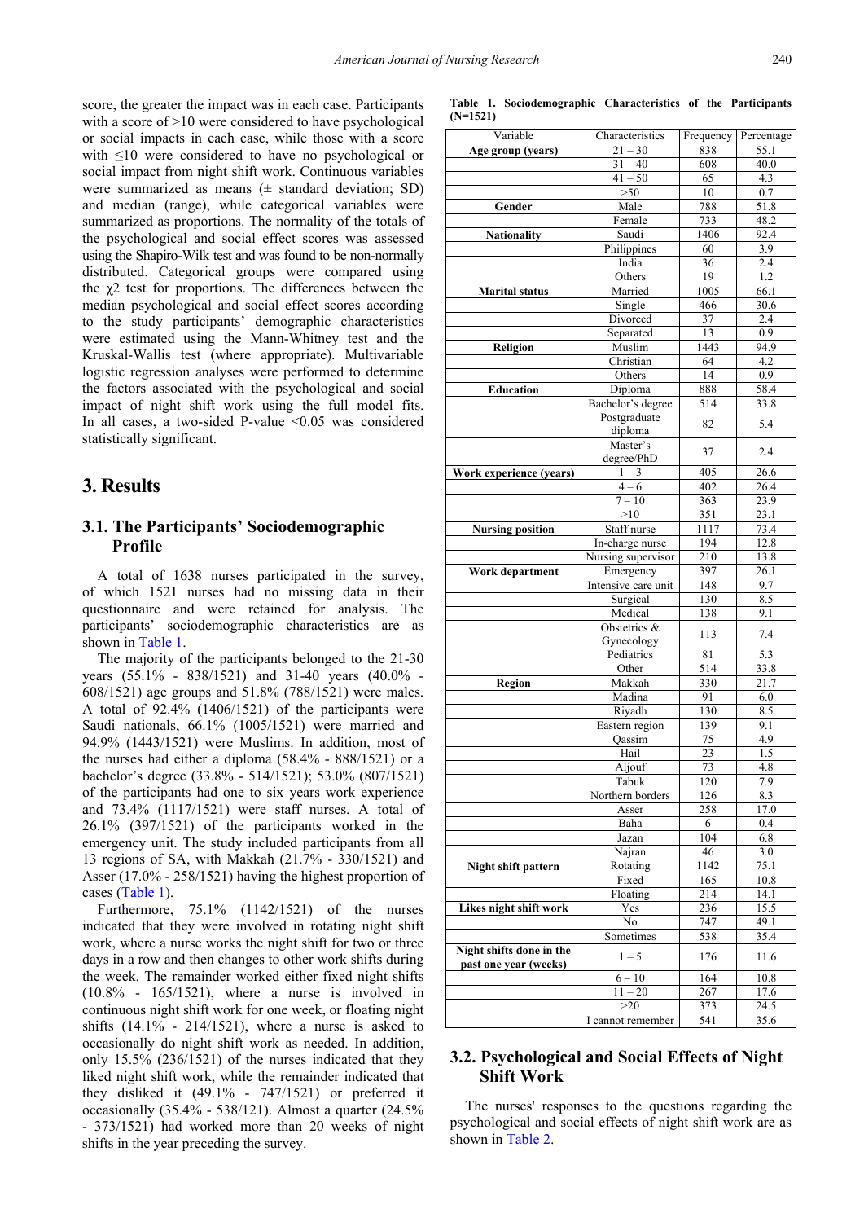score, the greater the impact was in each case. Participants with a score of >10 were considered to have psychological or social impacts in each case, while those with a score with ≤10 were considered to have no psychological or social impact from night shift work. Continuous variables were summarized as means (± standard deviation; SD) and median (range), while categorical variables were summarized as proportions. The normality of the totals of the psychological and social effect scores was assessed using the Shapiro-Wilk test and was found to be non-normally distributed. Categorical groups were compared using the $\chi 2$ test for proportions. The differences between the median psychological and social effect scores according to the study participants' demographic characteristics were estimated using the Mann-Whitney test and the Kruskal-Wallis test (where appropriate). Multivariable logistic regression analyses were performed to determine the factors associated with the psychological and social impact of night shift work using the full model fits. In all cases, a two-sided P-value <0.05 was considered statistically significant.

# 3. Results

## 3.1. The Participants' Sociodemographic Profile

A total of 1638 nurses participated in the survey, of which 1521 nurses had no missing data in their questionnaire and were retained for analysis. The participants' sociodemographic characteristics are as shown in Table 1.

The majority of the participants belonged to the 21-30 years (55.1% - 838/1521) and 31-40 years (40.0% - 608/1521) age groups and 51.8% (788/1521) were males. A total of 92.4% (1406/1521) of the participants were Saudi nationals, 66.1% (1005/1521) were married and 94.9% (1443/1521) were Muslims. In addition, most of the nurses had either a diploma (58.4% - 888/1521) or a bachelor's degree (33.8% - 514/1521); 53.0% (807/1521) of the participants had one to six years work experience and 73.4% (1117/1521) were staff nurses. A total of 26.1% (397/1521) of the participants worked in the emergency unit. The study included participants from all 13 regions of SA, with Makkah (21.7% - 330/1521) and Asser (17.0% - 258/1521) having the highest proportion of cases (Table 1).

Furthermore, 75.1% (1142/1521) of the nurses indicated that they were involved in rotating night shift work, where a nurse works the night shift for two or three days in a row and then changes to other work shifts during the week. The remainder worked either fixed night shifts (10.8% - 165/1521), where a nurse is involved in continuous night shift work for one week, or floating night shifts (14.1% - 214/1521), where a nurse is asked to occasionally do night shift work as needed. In addition, only 15.5% (236/1521) of the nurses indicated that they liked night shift work, while the remainder indicated that they disliked it (49.1% - 747/1521) or preferred it occasionally (35.4% - 538/121). Almost a quarter (24.5% - 373/1521) had worked more than 20 weeks of night shifts in the year preceding the survey.

**Table 1. Sociodemographic Characteristics of the Participants (N=1521)**

| Variable | Characteristics | Frequency | Percentage |
|---|---|---|---|
| **Age group (years)** | 21 – 30 | 838 | 55.1 |
| | 31 – 40 | 608 | 40.0 |
| | 41 – 50 | 65 | 4.3 |
| | >50 | 10 | 0.7 |
| **Gender** | Male | 788 | 51.8 |
| | Female | 733 | 48.2 |
| **Nationality** | Saudi | 1406 | 92.4 |
| | Philippines | 60 | 3.9 |
| | India | 36 | 2.4 |
| | Others | 19 | 1.2 |
| **Marital status** | Married | 1005 | 66.1 |
| | Single | 466 | 30.6 |
| | Divorced | 37 | 2.4 |
| | Separated | 13 | 0.9 |
| **Religion** | Muslim | 1443 | 94.9 |
| | Christian | 64 | 4.2 |
| | Others | 14 | 0.9 |
| **Education** | Diploma | 888 | 58.4 |
| | Bachelor's degree | 514 | 33.8 |
| | Postgraduate diploma | 82 | 5.4 |
| | Master's degree/PhD | 37 | 2.4 |
| **Work experience (years)** | 1 – 3 | 405 | 26.6 |
| | 4 – 6 | 402 | 26.4 |
| | 7 – 10 | 363 | 23.9 |
| | >10 | 351 | 23.1 |
| **Nursing position** | Staff nurse | 1117 | 73.4 |
| | In-charge nurse | 194 | 12.8 |
| | Nursing supervisor | 210 | 13.8 |
| **Work department** | Emergency | 397 | 26.1 |
| | Intensive care unit | 148 | 9.7 |
| | Surgical | 130 | 8.5 |
| | Medical | 138 | 9.1 |
| | Obstetrics & Gynecology | 113 | 7.4 |
| | Pediatrics | 81 | 5.3 |
| | Other | 514 | 33.8 |
| **Region** | Makkah | 330 | 21.7 |
| | Madina | 91 | 6.0 |
| | Riyadh | 130 | 8.5 |
| | Eastern region | 139 | 9.1 |
| | Qassim | 75 | 4.9 |
| | Hail | 23 | 1.5 |
| | Aljouf | 73 | 4.8 |
| | Tabuk | 120 | 7.9 |
| | Northern borders | 126 | 8.3 |
| | Asser | 258 | 17.0 |
| | Baha | 6 | 0.4 |
| | Jazan | 104 | 6.8 |
| | Najran | 46 | 3.0 |
| **Night shift pattern** | Rotating | 1142 | 75.1 |
| | Fixed | 165 | 10.8 |
| | Floating | 214 | 14.1 |
| **Likes night shift work** | Yes | 236 | 15.5 |
| | No | 747 | 49.1 |
| | Sometimes | 538 | 35.4 |
| **Night shifts done in the past one year (weeks)** | 1 – 5 | 176 | 11.6 |
| | 6 – 10 | 164 | 10.8 |
| | 11 – 20 | 267 | 17.6 |
| | >20 | 373 | 24.5 |
| | I cannot remember | 541 | 35.6 |

## 3.2. Psychological and Social Effects of Night Shift Work

The nurses' responses to the questions regarding the psychological and social effects of night shift work are as shown in Table 2.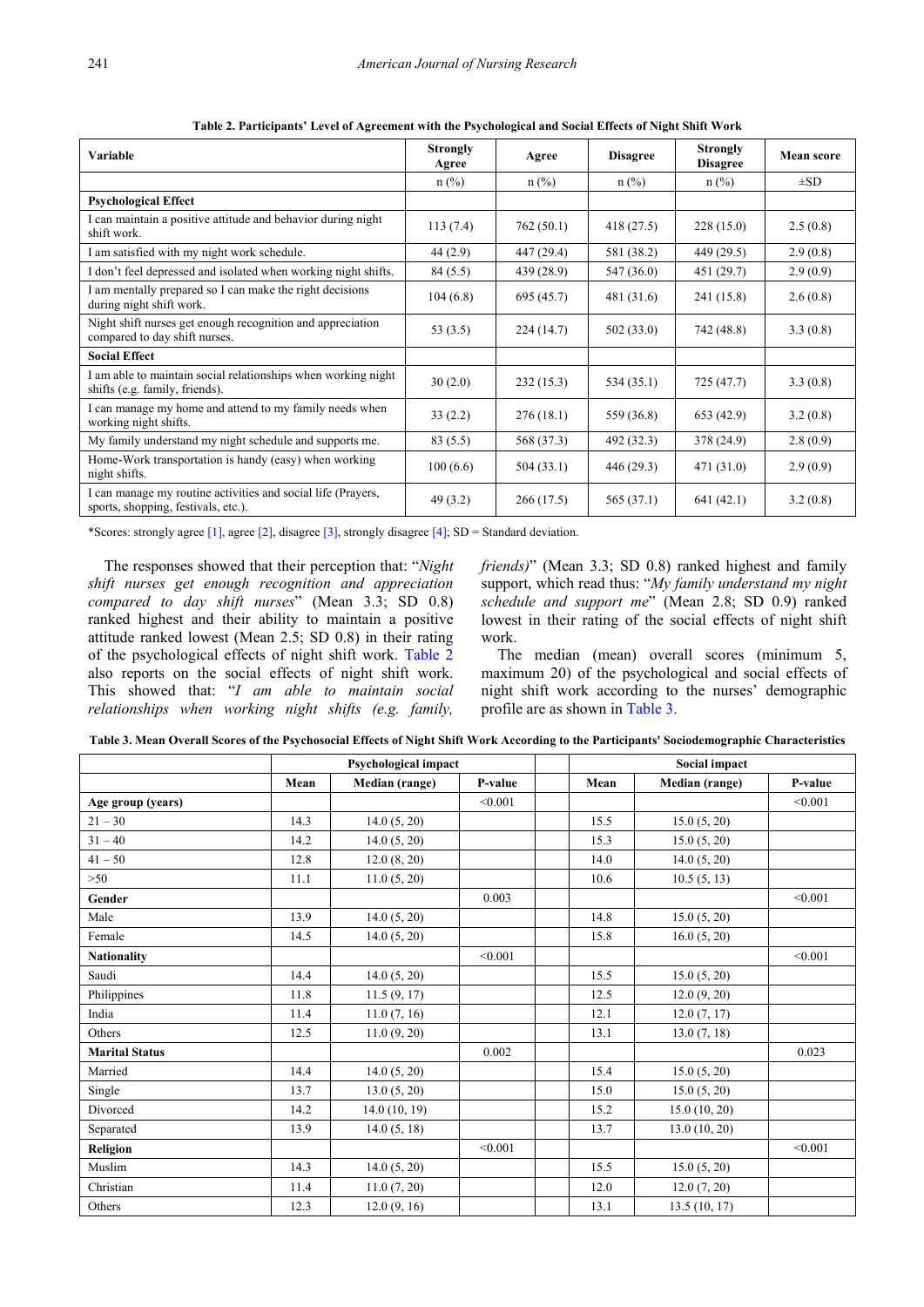**Table 2. Participants' Level of Agreement with the Psychological and Social Effects of Night Shift Work**

| Variable | Strongly Agree | Agree | Disagree | Strongly Disagree | Mean score |
|---|---|---|---|---|---|
| | n (%) | n (%) | n (%) | n (%) | ±SD |
| **Psychological Effect** | | | | | |
| I can maintain a positive attitude and behavior during night shift work. | 113 (7.4) | 762 (50.1) | 418 (27.5) | 228 (15.0) | 2.5 (0.8) |
| I am satisfied with my night work schedule. | 44 (2.9) | 447 (29.4) | 581 (38.2) | 449 (29.5) | 2.9 (0.8) |
| I don't feel depressed and isolated when working night shifts. | 84 (5.5) | 439 (28.9) | 547 (36.0) | 451 (29.7) | 2.9 (0.9) |
| I am mentally prepared so I can make the right decisions during night shift work. | 104 (6.8) | 695 (45.7) | 481 (31.6) | 241 (15.8) | 2.6 (0.8) |
| Night shift nurses get enough recognition and appreciation compared to day shift nurses. | 53 (3.5) | 224 (14.7) | 502 (33.0) | 742 (48.8) | 3.3 (0.8) |
| **Social Effect** | | | | | |
| I am able to maintain social relationships when working night shifts (e.g. family, friends). | 30 (2.0) | 232 (15.3) | 534 (35.1) | 725 (47.7) | 3.3 (0.8) |
| I can manage my home and attend to my family needs when working night shifts. | 33 (2.2) | 276 (18.1) | 559 (36.8) | 653 (42.9) | 3.2 (0.8) |
| My family understand my night schedule and supports me. | 83 (5.5) | 568 (37.3) | 492 (32.3) | 378 (24.9) | 2.8 (0.9) |
| Home-Work transportation is handy (easy) when working night shifts. | 100 (6.6) | 504 (33.1) | 446 (29.3) | 471 (31.0) | 2.9 (0.9) |
| I can manage my routine activities and social life (Prayers, sports, shopping, festivals, etc.). | 49 (3.2) | 266 (17.5) | 565 (37.1) | 641 (42.1) | 3.2 (0.8) |

*Scores: strongly agree [1], agree [2], disagree [3], strongly disagree [4]; SD = Standard deviation.

The responses showed that their perception that: "*Night shift nurses get enough recognition and appreciation compared to day shift nurses*" (Mean 3.3; SD 0.8) ranked highest and their ability to maintain a positive attitude ranked lowest (Mean 2.5; SD 0.8) in their rating of the psychological effects of night shift work. Table 2 also reports on the social effects of night shift work. This showed that: "*I am able to maintain social relationships when working night shifts (e.g. family, friends)*" (Mean 3.3; SD 0.8) ranked highest and family support, which read thus: "*My family understand my night schedule and support me*" (Mean 2.8; SD 0.9) ranked lowest in their rating of the social effects of night shift work.

The median (mean) overall scores (minimum 5, maximum 20) of the psychological and social effects of night shift work according to the nurses' demographic profile are as shown in Table 3.

**Table 3. Mean Overall Scores of the Psychosocial Effects of Night Shift Work According to the Participants' Sociodemographic Characteristics**

| | Psychological impact | | | | Social impact | | |
|---|---|---|---|---|---|---|---|
| | Mean | Median (range) | P-value | | Mean | Median (range) | P-value |
| **Age group (years)** | | | <0.001 | | | | <0.001 |
| 21 – 30 | 14.3 | 14.0 (5, 20) | | | 15.5 | 15.0 (5, 20) | |
| 31 – 40 | 14.2 | 14.0 (5, 20) | | | 15.3 | 15.0 (5, 20) | |
| 41 – 50 | 12.8 | 12.0 (8, 20) | | | 14.0 | 14.0 (5, 20) | |
| >50 | 11.1 | 11.0 (5, 20) | | | 10.6 | 10.5 (5, 13) | |
| **Gender** | | | 0.003 | | | | <0.001 |
| Male | 13.9 | 14.0 (5, 20) | | | 14.8 | 15.0 (5, 20) | |
| Female | 14.5 | 14.0 (5, 20) | | | 15.8 | 16.0 (5, 20) | |
| **Nationality** | | | <0.001 | | | | <0.001 |
| Saudi | 14.4 | 14.0 (5, 20) | | | 15.5 | 15.0 (5, 20) | |
| Philippines | 11.8 | 11.5 (9, 17) | | | 12.5 | 12.0 (9, 20) | |
| India | 11.4 | 11.0 (7, 16) | | | 12.1 | 12.0 (7, 17) | |
| Others | 12.5 | 11.0 (9, 20) | | | 13.1 | 13.0 (7, 18) | |
| **Marital Status** | | | 0.002 | | | | 0.023 |
| Married | 14.4 | 14.0 (5, 20) | | | 15.4 | 15.0 (5, 20) | |
| Single | 13.7 | 13.0 (5, 20) | | | 15.0 | 15.0 (5, 20) | |
| Divorced | 14.2 | 14.0 (10, 19) | | | 15.2 | 15.0 (10, 20) | |
| Separated | 13.9 | 14.0 (5, 18) | | | 13.7 | 13.0 (10, 20) | |
| **Religion** | | | <0.001 | | | | <0.001 |
| Muslim | 14.3 | 14.0 (5, 20) | | | 15.5 | 15.0 (5, 20) | |
| Christian | 11.4 | 11.0 (7, 20) | | | 12.0 | 12.0 (7, 20) | |
| Others | 12.3 | 12.0 (9, 16) | | | 13.1 | 13.5 (10, 17) | |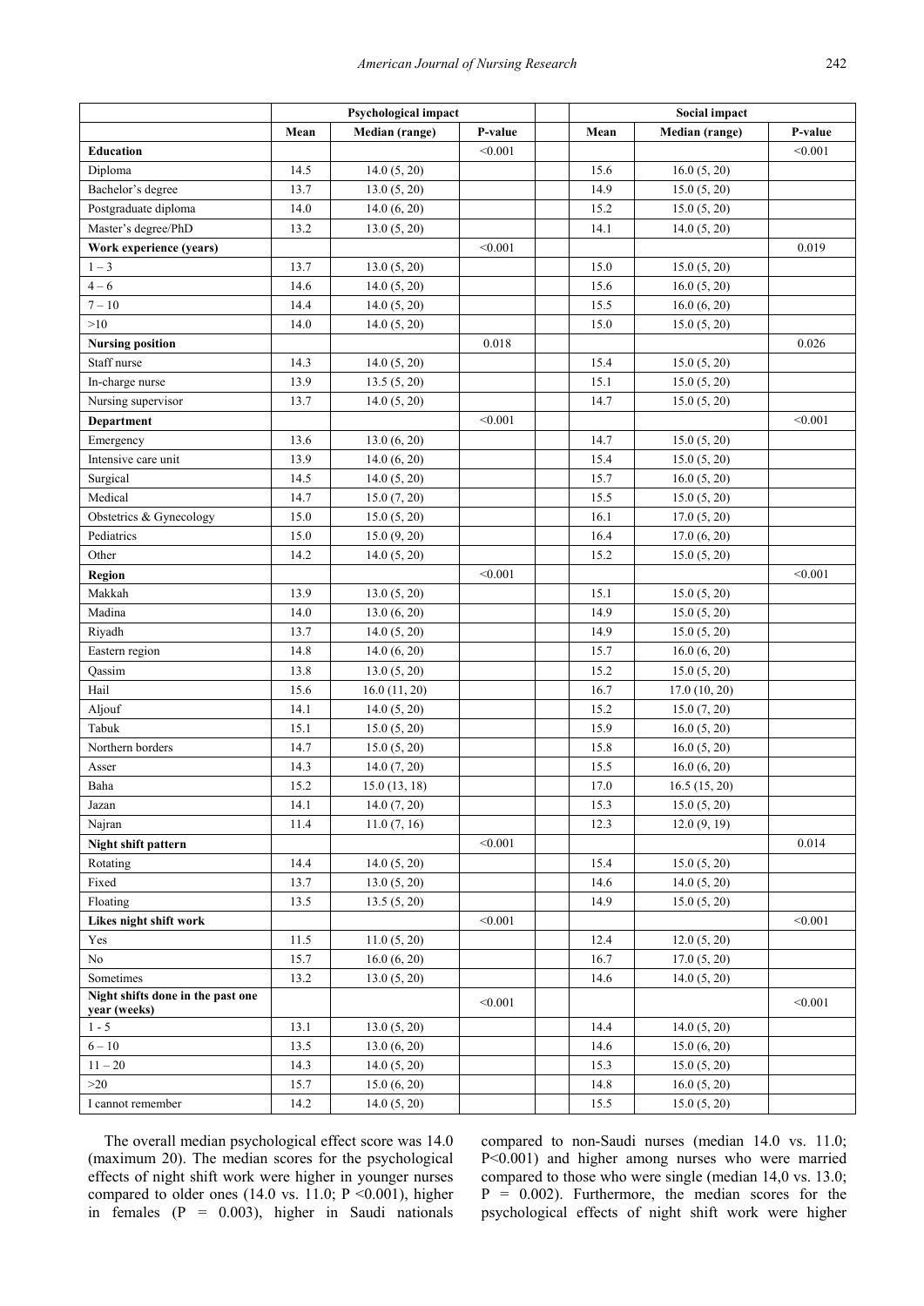| | Psychological impact | | | | Social impact | | |
|---|---|---|---|---|---|---|---|
| | Mean | Median (range) | P-value | | Mean | Median (range) | P-value |
| **Education** | | | <0.001 | | | | <0.001 |
| Diploma | 14.5 | 14.0 (5, 20) | | | 15.6 | 16.0 (5, 20) | |
| Bachelor's degree | 13.7 | 13.0 (5, 20) | | | 14.9 | 15.0 (5, 20) | |
| Postgraduate diploma | 14.0 | 14.0 (6, 20) | | | 15.2 | 15.0 (5, 20) | |
| Master's degree/PhD | 13.2 | 13.0 (5, 20) | | | 14.1 | 14.0 (5, 20) | |
| **Work experience (years)** | | | <0.001 | | | | 0.019 |
| 1 – 3 | 13.7 | 13.0 (5, 20) | | | 15.0 | 15.0 (5, 20) | |
| 4 – 6 | 14.6 | 14.0 (5, 20) | | | 15.6 | 16.0 (5, 20) | |
| 7 – 10 | 14.4 | 14.0 (5, 20) | | | 15.5 | 16.0 (6, 20) | |
| >10 | 14.0 | 14.0 (5, 20) | | | 15.0 | 15.0 (5, 20) | |
| **Nursing position** | | | 0.018 | | | | 0.026 |
| Staff nurse | 14.3 | 14.0 (5, 20) | | | 15.4 | 15.0 (5, 20) | |
| In-charge nurse | 13.9 | 13.5 (5, 20) | | | 15.1 | 15.0 (5, 20) | |
| Nursing supervisor | 13.7 | 14.0 (5, 20) | | | 14.7 | 15.0 (5, 20) | |
| **Department** | | | <0.001 | | | | <0.001 |
| Emergency | 13.6 | 13.0 (6, 20) | | | 14.7 | 15.0 (5, 20) | |
| Intensive care unit | 13.9 | 14.0 (6, 20) | | | 15.4 | 15.0 (5, 20) | |
| Surgical | 14.5 | 14.0 (5, 20) | | | 15.7 | 16.0 (5, 20) | |
| Medical | 14.7 | 15.0 (7, 20) | | | 15.5 | 15.0 (5, 20) | |
| Obstetrics & Gynecology | 15.0 | 15.0 (5, 20) | | | 16.1 | 17.0 (5, 20) | |
| Pediatrics | 15.0 | 15.0 (9, 20) | | | 16.4 | 17.0 (6, 20) | |
| Other | 14.2 | 14.0 (5, 20) | | | 15.2 | 15.0 (5, 20) | |
| **Region** | | | <0.001 | | | | <0.001 |
| Makkah | 13.9 | 13.0 (5, 20) | | | 15.1 | 15.0 (5, 20) | |
| Madina | 14.0 | 13.0 (6, 20) | | | 14.9 | 15.0 (5, 20) | |
| Riyadh | 13.7 | 14.0 (5, 20) | | | 14.9 | 15.0 (5, 20) | |
| Eastern region | 14.8 | 14.0 (6, 20) | | | 15.7 | 16.0 (6, 20) | |
| Qassim | 13.8 | 13.0 (5, 20) | | | 15.2 | 15.0 (5, 20) | |
| Hail | 15.6 | 16.0 (11, 20) | | | 16.7 | 17.0 (10, 20) | |
| Aljouf | 14.1 | 14.0 (5, 20) | | | 15.2 | 15.0 (7, 20) | |
| Tabuk | 15.1 | 15.0 (5, 20) | | | 15.9 | 16.0 (5, 20) | |
| Northern borders | 14.7 | 15.0 (5, 20) | | | 15.8 | 16.0 (5, 20) | |
| Asser | 14.3 | 14.0 (7, 20) | | | 15.5 | 16.0 (6, 20) | |
| Baha | 15.2 | 15.0 (13, 18) | | | 17.0 | 16.5 (15, 20) | |
| Jazan | 14.1 | 14.0 (7, 20) | | | 15.3 | 15.0 (5, 20) | |
| Najran | 11.4 | 11.0 (7, 16) | | | 12.3 | 12.0 (9, 19) | |
| **Night shift pattern** | | | <0.001 | | | | 0.014 |
| Rotating | 14.4 | 14.0 (5, 20) | | | 15.4 | 15.0 (5, 20) | |
| Fixed | 13.7 | 13.0 (5, 20) | | | 14.6 | 14.0 (5, 20) | |
| Floating | 13.5 | 13.5 (5, 20) | | | 14.9 | 15.0 (5, 20) | |
| **Likes night shift work** | | | <0.001 | | | | <0.001 |
| Yes | 11.5 | 11.0 (5, 20) | | | 12.4 | 12.0 (5, 20) | |
| No | 15.7 | 16.0 (6, 20) | | | 16.7 | 17.0 (5, 20) | |
| Sometimes | 13.2 | 13.0 (5, 20) | | | 14.6 | 14.0 (5, 20) | |
| **Night shifts done in the past one year (weeks)** | | | <0.001 | | | | <0.001 |
| 1 - 5 | 13.1 | 13.0 (5, 20) | | | 14.4 | 14.0 (5, 20) | |
| 6 – 10 | 13.5 | 13.0 (6, 20) | | | 14.6 | 15.0 (6, 20) | |
| 11 – 20 | 14.3 | 14.0 (5, 20) | | | 15.3 | 15.0 (5, 20) | |
| >20 | 15.7 | 15.0 (6, 20) | | | 14.8 | 16.0 (5, 20) | |
| I cannot remember | 14.2 | 14.0 (5, 20) | | | 15.5 | 15.0 (5, 20) | |

The overall median psychological effect score was 14.0 (maximum 20). The median scores for the psychological effects of night shift work were higher in younger nurses compared to older ones (14.0 vs. 11.0; P <0.001), higher in females (P = 0.003), higher in Saudi nationals compared to non-Saudi nurses (median 14.0 vs. 11.0; P<0.001) and higher among nurses who were married compared to those who were single (median 14,0 vs. 13.0; P = 0.002). Furthermore, the median scores for the psychological effects of night shift work were higher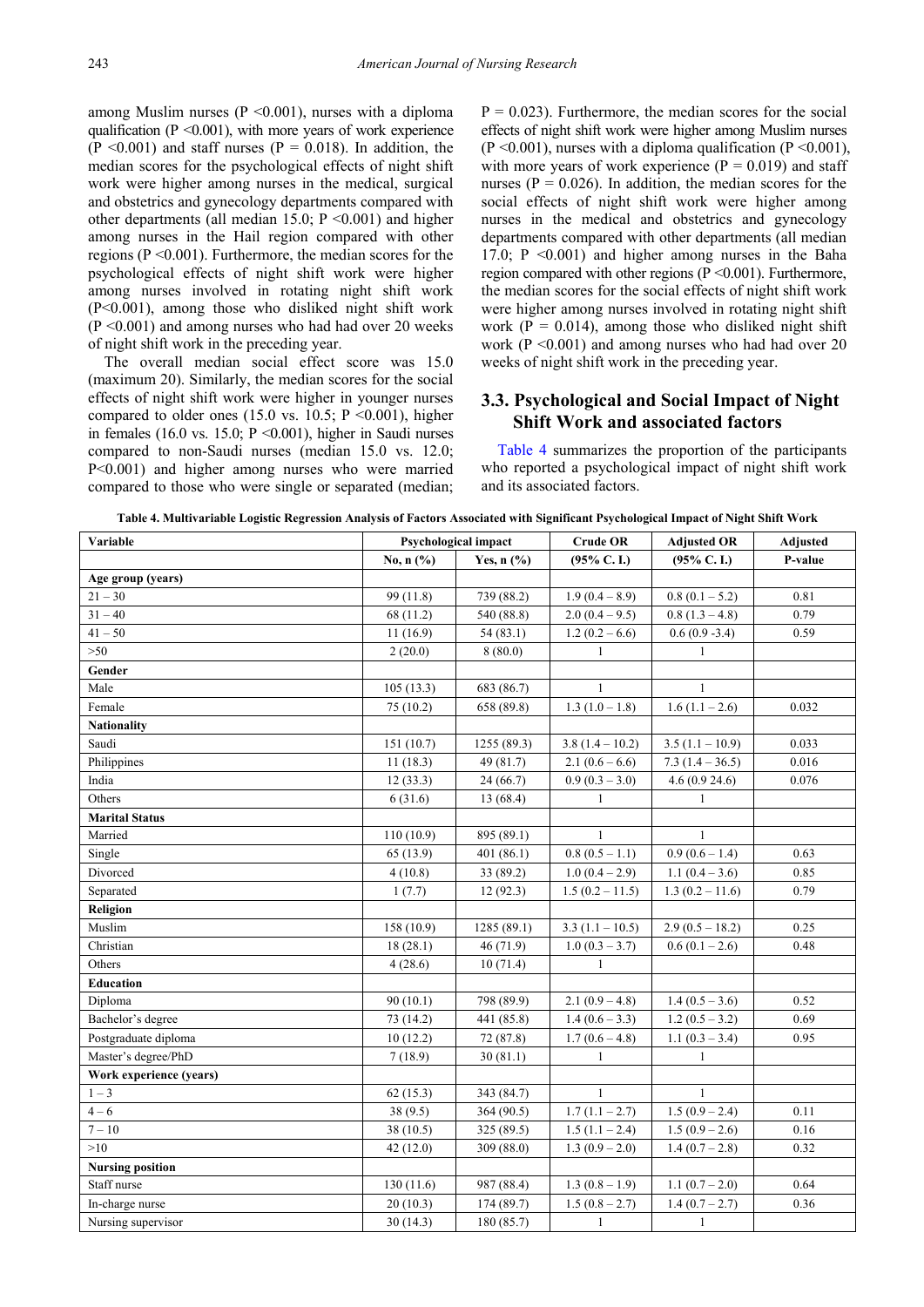among Muslim nurses ($P < 0.001$), nurses with a diploma qualification ($P < 0.001$), with more years of work experience ($P < 0.001$) and staff nurses ($P = 0.018$). In addition, the median scores for the psychological effects of night shift work were higher among nurses in the medical, surgical and obstetrics and gynecology departments compared with other departments (all median 15.0; $P < 0.001$) and higher among nurses in the Hail region compared with other regions ($P < 0.001$). Furthermore, the median scores for the psychological effects of night shift work were higher among nurses involved in rotating night shift work ($P < 0.001$), among those who disliked night shift work ($P < 0.001$) and among nurses who had had over 20 weeks of night shift work in the preceding year.

The overall median social effect score was 15.0 (maximum 20). Similarly, the median scores for the social effects of night shift work were higher in younger nurses compared to older ones (15.0 vs. 10.5; $P < 0.001$), higher in females (16.0 vs. 15.0; $P < 0.001$), higher in Saudi nurses compared to non-Saudi nurses (median 15.0 vs. 12.0; $P < 0.001$) and higher among nurses who were married compared to those who were single or separated (median; $P = 0.023$). Furthermore, the median scores for the social effects of night shift work were higher among Muslim nurses ($P < 0.001$), nurses with a diploma qualification ($P < 0.001$), with more years of work experience ($P = 0.019$) and staff nurses ($P = 0.026$). In addition, the median scores for the social effects of night shift work were higher among nurses in the medical and obstetrics and gynecology departments compared with other departments (all median 17.0; $P < 0.001$) and higher among nurses in the Baha region compared with other regions ($P < 0.001$). Furthermore, the median scores for the social effects of night shift work were higher among nurses involved in rotating night shift work ($P = 0.014$), among those who disliked night shift work ($P < 0.001$) and among nurses who had had over 20 weeks of night shift work in the preceding year.

## 3.3. Psychological and Social Impact of Night Shift Work and associated factors

Table 4 summarizes the proportion of the participants who reported a psychological impact of night shift work and its associated factors.

**Table 4. Multivariable Logistic Regression Analysis of Factors Associated with Significant Psychological Impact of Night Shift Work**

| Variable | Psychological impact | | Crude OR | Adjusted OR | Adjusted |
|---|---|---|---|---|---|
| | No, n (%) | Yes, n (%) | (95% C. I.) | (95% C. I.) | P-value |
| **Age group (years)** | | | | | |
| 21 – 30 | 99 (11.8) | 739 (88.2) | 1.9 (0.4 – 8.9) | 0.8 (0.1 – 5.2) | 0.81 |
| 31 – 40 | 68 (11.2) | 540 (88.8) | 2.0 (0.4 – 9.5) | 0.8 (1.3 – 4.8) | 0.79 |
| 41 – 50 | 11 (16.9) | 54 (83.1) | 1.2 (0.2 – 6.6) | 0.6 (0.9 -3.4) | 0.59 |
| >50 | 2 (20.0) | 8 (80.0) | 1 | 1 | |
| **Gender** | | | | | |
| Male | 105 (13.3) | 683 (86.7) | 1 | 1 | |
| Female | 75 (10.2) | 658 (89.8) | 1.3 (1.0 – 1.8) | 1.6 (1.1 – 2.6) | 0.032 |
| **Nationality** | | | | | |
| Saudi | 151 (10.7) | 1255 (89.3) | 3.8 (1.4 – 10.2) | 3.5 (1.1 – 10.9) | 0.033 |
| Philippines | 11 (18.3) | 49 (81.7) | 2.1 (0.6 – 6.6) | 7.3 (1.4 – 36.5) | 0.016 |
| India | 12 (33.3) | 24 (66.7) | 0.9 (0.3 – 3.0) | 4.6 (0.9 24.6) | 0.076 |
| Others | 6 (31.6) | 13 (68.4) | 1 | 1 | |
| **Marital Status** | | | | | |
| Married | 110 (10.9) | 895 (89.1) | 1 | 1 | |
| Single | 65 (13.9) | 401 (86.1) | 0.8 (0.5 – 1.1) | 0.9 (0.6 – 1.4) | 0.63 |
| Divorced | 4 (10.8) | 33 (89.2) | 1.0 (0.4 – 2.9) | 1.1 (0.4 – 3.6) | 0.85 |
| Separated | 1 (7.7) | 12 (92.3) | 1.5 (0.2 – 11.5) | 1.3 (0.2 – 11.6) | 0.79 |
| **Religion** | | | | | |
| Muslim | 158 (10.9) | 1285 (89.1) | 3.3 (1.1 – 10.5) | 2.9 (0.5 – 18.2) | 0.25 |
| Christian | 18 (28.1) | 46 (71.9) | 1.0 (0.3 – 3.7) | 0.6 (0.1 – 2.6) | 0.48 |
| Others | 4 (28.6) | 10 (71.4) | 1 | | |
| **Education** | | | | | |
| Diploma | 90 (10.1) | 798 (89.9) | 2.1 (0.9 – 4.8) | 1.4 (0.5 – 3.6) | 0.52 |
| Bachelor's degree | 73 (14.2) | 441 (85.8) | 1.4 (0.6 – 3.3) | 1.2 (0.5 – 3.2) | 0.69 |
| Postgraduate diploma | 10 (12.2) | 72 (87.8) | 1.7 (0.6 – 4.8) | 1.1 (0.3 – 3.4) | 0.95 |
| Master's degree/PhD | 7 (18.9) | 30 (81.1) | 1 | 1 | |
| **Work experience (years)** | | | | | |
| 1 – 3 | 62 (15.3) | 343 (84.7) | 1 | 1 | |
| 4 – 6 | 38 (9.5) | 364 (90.5) | 1.7 (1.1 – 2.7) | 1.5 (0.9 – 2.4) | 0.11 |
| 7 – 10 | 38 (10.5) | 325 (89.5) | 1.5 (1.1 – 2.4) | 1.5 (0.9 – 2.6) | 0.16 |
| >10 | 42 (12.0) | 309 (88.0) | 1.3 (0.9 – 2.0) | 1.4 (0.7 – 2.8) | 0.32 |
| **Nursing position** | | | | | |
| Staff nurse | 130 (11.6) | 987 (88.4) | 1.3 (0.8 – 1.9) | 1.1 (0.7 – 2.0) | 0.64 |
| In-charge nurse | 20 (10.3) | 174 (89.7) | 1.5 (0.8 – 2.7) | 1.4 (0.7 – 2.7) | 0.36 |
| Nursing supervisor | 30 (14.3) | 180 (85.7) | 1 | 1 | |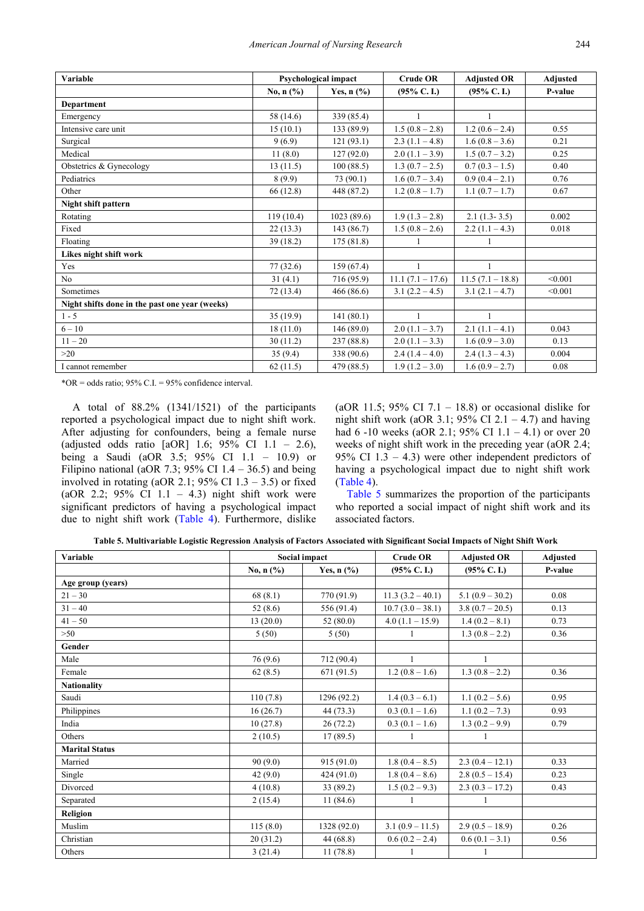| Variable | Psychological impact | | Crude OR | Adjusted OR | Adjusted |
|---|---|---|---|---|---|
| | No, n (%) | Yes, n (%) | (95% C. I.) | (95% C. I.) | P-value |
| **Department** | | | | | |
| Emergency | 58 (14.6) | 339 (85.4) | 1 | 1 | |
| Intensive care unit | 15 (10.1) | 133 (89.9) | 1.5 (0.8 – 2.8) | 1.2 (0.6 – 2.4) | 0.55 |
| Surgical | 9 (6.9) | 121 (93.1) | 2.3 (1.1 – 4.8) | 1.6 (0.8 – 3.6) | 0.21 |
| Medical | 11 (8.0) | 127 (92.0) | 2.0 (1.1 – 3.9) | 1.5 (0.7 – 3.2) | 0.25 |
| Obstetrics & Gynecology | 13 (11.5) | 100 (88.5) | 1.3 (0.7 – 2.5) | 0.7 (0.3 – 1.5) | 0.40 |
| Pediatrics | 8 (9.9) | 73 (90.1) | 1.6 (0.7 – 3.4) | 0.9 (0.4 – 2.1) | 0.76 |
| Other | 66 (12.8) | 448 (87.2) | 1.2 (0.8 – 1.7) | 1.1 (0.7 – 1.7) | 0.67 |
| **Night shift pattern** | | | | | |
| Rotating | 119 (10.4) | 1023 (89.6) | 1.9 (1.3 – 2.8) | 2.1 (1.3- 3.5) | 0.002 |
| Fixed | 22 (13.3) | 143 (86.7) | 1.5 (0.8 – 2.6) | 2.2 (1.1 – 4.3) | 0.018 |
| Floating | 39 (18.2) | 175 (81.8) | 1 | 1 | |
| **Likes night shift work** | | | | | |
| Yes | 77 (32.6) | 159 (67.4) | 1 | 1 | |
| No | 31 (4.1) | 716 (95.9) | 11.1 (7.1 – 17.6) | 11.5 (7.1 – 18.8) | <0.001 |
| Sometimes | 72 (13.4) | 466 (86.6) | 3.1 (2.2 – 4.5) | 3.1 (2.1 – 4.7) | <0.001 |
| **Night shifts done in the past one year (weeks)** | | | | | |
| 1 - 5 | 35 (19.9) | 141 (80.1) | 1 | 1 | |
| 6 – 10 | 18 (11.0) | 146 (89.0) | 2.0 (1.1 – 3.7) | 2.1 (1.1 – 4.1) | 0.043 |
| 11 – 20 | 30 (11.2) | 237 (88.8) | 2.0 (1.1 – 3.3) | 1.6 (0.9 – 3.0) | 0.13 |
| >20 | 35 (9.4) | 338 (90.6) | 2.4 (1.4 – 4.0) | 2.4 (1.3 – 4.3) | 0.004 |
| I cannot remember | 62 (11.5) | 479 (88.5) | 1.9 (1.2 – 3.0) | 1.6 (0.9 – 2.7) | 0.08 |

*OR = odds ratio; 95% C.I. = 95% confidence interval.

A total of 88.2% (1341/1521) of the participants reported a psychological impact due to night shift work. After adjusting for confounders, being a female nurse (adjusted odds ratio [aOR] 1.6; 95% CI 1.1 – 2.6), being a Saudi (aOR 3.5; 95% CI 1.1 – 10.9) or Filipino national (aOR 7.3; 95% CI 1.4 – 36.5) and being involved in rotating (aOR 2.1; 95% CI 1.3 – 3.5) or fixed (aOR 2.2; 95% CI 1.1 – 4.3) night shift work were significant predictors of having a psychological impact due to night shift work (Table 4). Furthermore, dislike (aOR 11.5; 95% CI 7.1 – 18.8) or occasional dislike for night shift work (aOR 3.1; 95% CI 2.1 – 4.7) and having had 6 -10 weeks (aOR 2.1; 95% CI 1.1 – 4.1) or over 20 weeks of night shift work in the preceding year (aOR 2.4; 95% CI 1.3 – 4.3) were other independent predictors of having a psychological impact due to night shift work (Table 4).

Table 5 summarizes the proportion of the participants who reported a social impact of night shift work and its associated factors.

**Table 5. Multivariable Logistic Regression Analysis of Factors Associated with Significant Social Impacts of Night Shift Work**

| Variable | Social impact | | Crude OR | Adjusted OR | Adjusted |
|---|---|---|---|---|---|
| | No, n (%) | Yes, n (%) | (95% C. I.) | (95% C. I.) | P-value |
| **Age group (years)** | | | | | |
| 21 – 30 | 68 (8.1) | 770 (91.9) | 11.3 (3.2 – 40.1) | 5.1 (0.9 – 30.2) | 0.08 |
| 31 – 40 | 52 (8.6) | 556 (91.4) | 10.7 (3.0 – 38.1) | 3.8 (0.7 – 20.5) | 0.13 |
| 41 – 50 | 13 (20.0) | 52 (80.0) | 4.0 (1.1 – 15.9) | 1.4 (0.2 – 8.1) | 0.73 |
| >50 | 5 (50) | 5 (50) | 1 | 1.3 (0.8 – 2.2) | 0.36 |
| **Gender** | | | | | |
| Male | 76 (9.6) | 712 (90.4) | 1 | 1 | |
| Female | 62 (8.5) | 671 (91.5) | 1.2 (0.8 – 1.6) | 1.3 (0.8 – 2.2) | 0.36 |
| **Nationality** | | | | | |
| Saudi | 110 (7.8) | 1296 (92.2) | 1.4 (0.3 – 6.1) | 1.1 (0.2 – 5.6) | 0.95 |
| Philippines | 16 (26.7) | 44 (73.3) | 0.3 (0.1 – 1.6) | 1.1 (0.2 – 7.3) | 0.93 |
| India | 10 (27.8) | 26 (72.2) | 0.3 (0.1 – 1.6) | 1.3 (0.2 – 9.9) | 0.79 |
| Others | 2 (10.5) | 17 (89.5) | 1 | 1 | |
| **Marital Status** | | | | | |
| Married | 90 (9.0) | 915 (91.0) | 1.8 (0.4 – 8.5) | 2.3 (0.4 – 12.1) | 0.33 |
| Single | 42 (9.0) | 424 (91.0) | 1.8 (0.4 – 8.6) | 2.8 (0.5 – 15.4) | 0.23 |
| Divorced | 4 (10.8) | 33 (89.2) | 1.5 (0.2 – 9.3) | 2.3 (0.3 – 17.2) | 0.43 |
| Separated | 2 (15.4) | 11 (84.6) | 1 | 1 | |
| **Religion** | | | | | |
| Muslim | 115 (8.0) | 1328 (92.0) | 3.1 (0.9 – 11.5) | 2.9 (0.5 – 18.9) | 0.26 |
| Christian | 20 (31.2) | 44 (68.8) | 0.6 (0.2 – 2.4) | 0.6 (0.1 – 3.1) | 0.56 |
| Others | 3 (21.4) | 11 (78.8) | 1 | 1 | |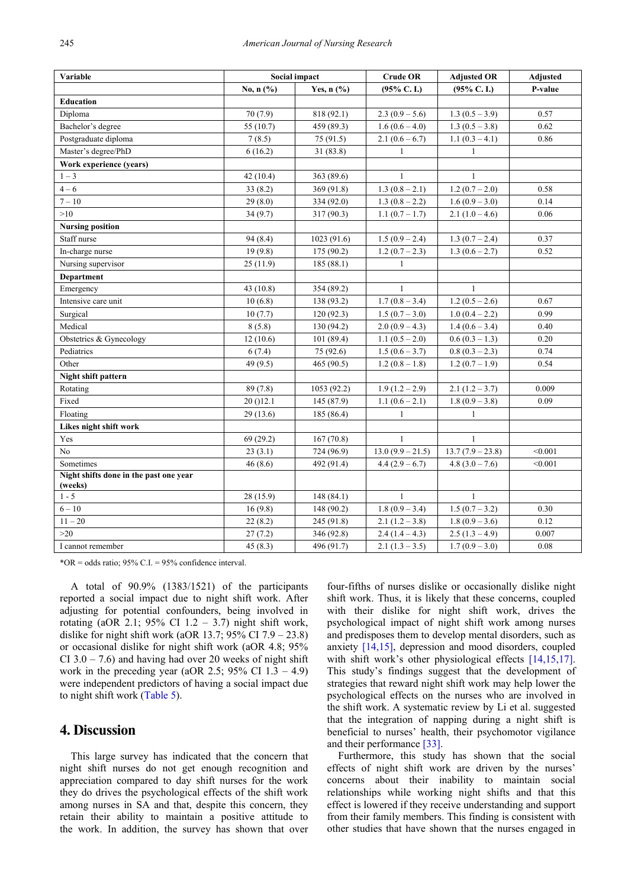| Variable | Social impact | | Crude OR | Adjusted OR | Adjusted |
|---|---|---|---|---|---|
| | No, n (%) | Yes, n (%) | (95% C. I.) | (95% C. I.) | P-value |
| **Education** | | | | | |
| Diploma | 70 (7.9) | 818 (92.1) | 2.3 (0.9 – 5.6) | 1.3 (0.5 – 3.9) | 0.57 |
| Bachelor's degree | 55 (10.7) | 459 (89.3) | 1.6 (0.6 – 4.0) | 1.3 (0.5 – 3.8) | 0.62 |
| Postgraduate diploma | 7 (8.5) | 75 (91.5) | 2.1 (0.6 – 6.7) | 1.1 (0.3 – 4.1) | 0.86 |
| Master's degree/PhD | 6 (16.2) | 31 (83.8) | 1 | 1 | |
| **Work experience (years)** | | | | | |
| 1 – 3 | 42 (10.4) | 363 (89.6) | 1 | 1 | |
| 4 – 6 | 33 (8.2) | 369 (91.8) | 1.3 (0.8 – 2.1) | 1.2 (0.7 – 2.0) | 0.58 |
| 7 – 10 | 29 (8.0) | 334 (92.0) | 1.3 (0.8 – 2.2) | 1.6 (0.9 – 3.0) | 0.14 |
| >10 | 34 (9.7) | 317 (90.3) | 1.1 (0.7 – 1.7) | 2.1 (1.0 – 4.6) | 0.06 |
| **Nursing position** | | | | | |
| Staff nurse | 94 (8.4) | 1023 (91.6) | 1.5 (0.9 – 2.4) | 1.3 (0.7 – 2.4) | 0.37 |
| In-charge nurse | 19 (9.8) | 175 (90.2) | 1.2 (0.7 – 2.3) | 1.3 (0.6 – 2.7) | 0.52 |
| Nursing supervisor | 25 (11.9) | 185 (88.1) | 1 | | |
| **Department** | | | | | |
| Emergency | 43 (10.8) | 354 (89.2) | 1 | 1 | |
| Intensive care unit | 10 (6.8) | 138 (93.2) | 1.7 (0.8 – 3.4) | 1.2 (0.5 – 2.6) | 0.67 |
| Surgical | 10 (7.7) | 120 (92.3) | 1.5 (0.7 – 3.0) | 1.0 (0.4 – 2.2) | 0.99 |
| Medical | 8 (5.8) | 130 (94.2) | 2.0 (0.9 – 4.3) | 1.4 (0.6 – 3.4) | 0.40 |
| Obstetrics & Gynecology | 12 (10.6) | 101 (89.4) | 1.1 (0.5 – 2.0) | 0.6 (0.3 – 1.3) | 0.20 |
| Pediatrics | 6 (7.4) | 75 (92.6) | 1.5 (0.6 – 3.7) | 0.8 (0.3 – 2.3) | 0.74 |
| Other | 49 (9.5) | 465 (90.5) | 1.2 (0.8 – 1.8) | 1.2 (0.7 – 1.9) | 0.54 |
| **Night shift pattern** | | | | | |
| Rotating | 89 (7.8) | 1053 (92.2) | 1.9 (1.2 – 2.9) | 2.1 (1.2 – 3.7) | 0.009 |
| Fixed | 20 ()12.1 | 145 (87.9) | 1.1 (0.6 – 2.1) | 1.8 (0.9 – 3.8) | 0.09 |
| Floating | 29 (13.6) | 185 (86.4) | 1 | 1 | |
| **Likes night shift work** | | | | | |
| Yes | 69 (29.2) | 167 (70.8) | 1 | 1 | |
| No | 23 (3.1) | 724 (96.9) | 13.0 (9.9 – 21.5) | 13.7 (7.9 – 23.8) | <0.001 |
| Sometimes | 46 (8.6) | 492 (91.4) | 4.4 (2.9 – 6.7) | 4.8 (3.0 – 7.6) | <0.001 |
| **Night shifts done in the past one year (weeks)** | | | | | |
| 1 - 5 | 28 (15.9) | 148 (84.1) | 1 | 1 | |
| 6 – 10 | 16 (9.8) | 148 (90.2) | 1.8 (0.9 – 3.4) | 1.5 (0.7 – 3.2) | 0.30 |
| 11 – 20 | 22 (8.2) | 245 (91.8) | 2.1 (1.2 – 3.8) | 1.8 (0.9 – 3.6) | 0.12 |
| >20 | 27 (7.2) | 346 (92.8) | 2.4 (1.4 – 4.3) | 2.5 (1.3 – 4.9) | 0.007 |
| I cannot remember | 45 (8.3) | 496 (91.7) | 2.1 (1.3 – 3.5) | 1.7 (0.9 – 3.0) | 0.08 |

*OR = odds ratio; 95% C.I. = 95% confidence interval.

A total of 90.9% (1383/1521) of the participants reported a social impact due to night shift work. After adjusting for potential confounders, being involved in rotating (aOR 2.1; 95% CI 1.2 – 3.7) night shift work, dislike for night shift work (aOR 13.7; 95% CI 7.9 – 23.8) or occasional dislike for night shift work (aOR 4.8; 95% CI 3.0 – 7.6) and having had over 20 weeks of night shift work in the preceding year (aOR 2.5; 95% CI 1.3 – 4.9) were independent predictors of having a social impact due to night shift work (Table 5).

## 4. Discussion

This large survey has indicated that the concern that night shift nurses do not get enough recognition and appreciation compared to day shift nurses for the work they do drives the psychological effects of the shift work among nurses in SA and that, despite this concern, they retain their ability to maintain a positive attitude to the work. In addition, the survey has shown that over four-fifths of nurses dislike or occasionally dislike night shift work. Thus, it is likely that these concerns, coupled with their dislike for night shift work, drives the psychological impact of night shift work among nurses and predisposes them to develop mental disorders, such as anxiety [14,15], depression and mood disorders, coupled with shift work's other physiological effects [14,15,17]. This study's findings suggest that the development of strategies that reward night shift work may help lower the psychological effects on the nurses who are involved in the shift work. A systematic review by Li et al. suggested that the integration of napping during a night shift is beneficial to nurses' health, their psychomotor vigilance and their performance [33].

Furthermore, this study has shown that the social effects of night shift work are driven by the nurses' concerns about their inability to maintain social relationships while working night shifts and that this effect is lowered if they receive understanding and support from their family members. This finding is consistent with other studies that have shown that the nurses engaged in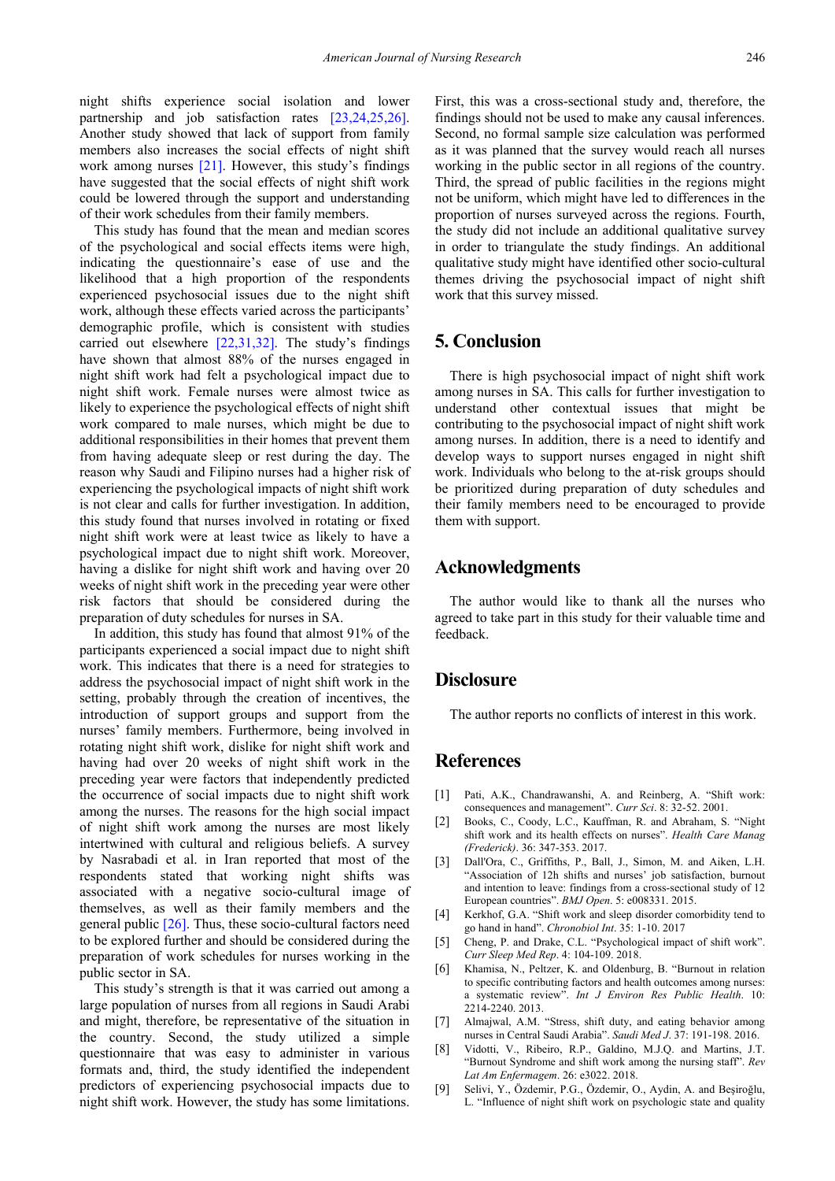night shifts experience social isolation and lower partnership and job satisfaction rates [23,24,25,26]. Another study showed that lack of support from family members also increases the social effects of night shift work among nurses [21]. However, this study's findings have suggested that the social effects of night shift work could be lowered through the support and understanding of their work schedules from their family members.

This study has found that the mean and median scores of the psychological and social effects items were high, indicating the questionnaire's ease of use and the likelihood that a high proportion of the respondents experienced psychosocial issues due to the night shift work, although these effects varied across the participants' demographic profile, which is consistent with studies carried out elsewhere [22,31,32]. The study's findings have shown that almost 88% of the nurses engaged in night shift work had felt a psychological impact due to night shift work. Female nurses were almost twice as likely to experience the psychological effects of night shift work compared to male nurses, which might be due to additional responsibilities in their homes that prevent them from having adequate sleep or rest during the day. The reason why Saudi and Filipino nurses had a higher risk of experiencing the psychological impacts of night shift work is not clear and calls for further investigation. In addition, this study found that nurses involved in rotating or fixed night shift work were at least twice as likely to have a psychological impact due to night shift work. Moreover, having a dislike for night shift work and having over 20 weeks of night shift work in the preceding year were other risk factors that should be considered during the preparation of duty schedules for nurses in SA.

In addition, this study has found that almost 91% of the participants experienced a social impact due to night shift work. This indicates that there is a need for strategies to address the psychosocial impact of night shift work in the setting, probably through the creation of incentives, the introduction of support groups and support from the nurses' family members. Furthermore, being involved in rotating night shift work, dislike for night shift work and having had over 20 weeks of night shift work in the preceding year were factors that independently predicted the occurrence of social impacts due to night shift work among the nurses. The reasons for the high social impact of night shift work among the nurses are most likely intertwined with cultural and religious beliefs. A survey by Nasrabadi et al. in Iran reported that most of the respondents stated that working night shifts was associated with a negative socio-cultural image of themselves, as well as their family members and the general public [26]. Thus, these socio-cultural factors need to be explored further and should be considered during the preparation of work schedules for nurses working in the public sector in SA.

This study's strength is that it was carried out among a large population of nurses from all regions in Saudi Arabi and might, therefore, be representative of the situation in the country. Second, the study utilized a simple questionnaire that was easy to administer in various formats and, third, the study identified the independent predictors of experiencing psychosocial impacts due to night shift work. However, the study has some limitations. First, this was a cross-sectional study and, therefore, the findings should not be used to make any causal inferences. Second, no formal sample size calculation was performed as it was planned that the survey would reach all nurses working in the public sector in all regions of the country. Third, the spread of public facilities in the regions might not be uniform, which might have led to differences in the proportion of nurses surveyed across the regions. Fourth, the study did not include an additional qualitative survey in order to triangulate the study findings. An additional qualitative study might have identified other socio-cultural themes driving the psychosocial impact of night shift work that this survey missed.

## 5. Conclusion

There is high psychosocial impact of night shift work among nurses in SA. This calls for further investigation to understand other contextual issues that might be contributing to the psychosocial impact of night shift work among nurses. In addition, there is a need to identify and develop ways to support nurses engaged in night shift work. Individuals who belong to the at-risk groups should be prioritized during preparation of duty schedules and their family members need to be encouraged to provide them with support.

## Acknowledgments

The author would like to thank all the nurses who agreed to take part in this study for their valuable time and feedback.

## Disclosure

The author reports no conflicts of interest in this work.

## References

[1] Pati, A.K., Chandrawanshi, A. and Reinberg, A. "Shift work: consequences and management". *Curr Sci*. 8: 32-52. 2001.

[2] Books, C., Coody, L.C., Kauffman, R. and Abraham, S. "Night shift work and its health effects on nurses". *Health Care Manag (Frederick)*. 36: 347-353. 2017.

[3] Dall'Ora, C., Griffiths, P., Ball, J., Simon, M. and Aiken, L.H. "Association of 12h shifts and nurses' job satisfaction, burnout and intention to leave: findings from a cross-sectional study of 12 European countries". *BMJ Open*. 5: e008331. 2015.

[4] Kerkhof, G.A. "Shift work and sleep disorder comorbidity tend to go hand in hand". *Chronobiol Int*. 35: 1-10. 2017

[5] Cheng, P. and Drake, C.L. "Psychological impact of shift work". *Curr Sleep Med Rep*. 4: 104-109. 2018.

[6] Khamisa, N., Peltzer, K. and Oldenburg, B. "Burnout in relation to specific contributing factors and health outcomes among nurses: a systematic review". *Int J Environ Res Public Health*. 10: 2214-2240. 2013.

[7] Almajwal, A.M. "Stress, shift duty, and eating behavior among nurses in Central Saudi Arabia". *Saudi Med J*. 37: 191-198. 2016.

[8] Vidotti, V., Ribeiro, R.P., Galdino, M.J.Q. and Martins, J.T. "Burnout Syndrome and shift work among the nursing staff". *Rev Lat Am Enfermagem*. 26: e3022. 2018.

[9] Selivi, Y., Özdemir, P.G., Özdemir, O., Aydin, A. and Beşiroğlu, L. "Influence of night shift work on psychologic state and quality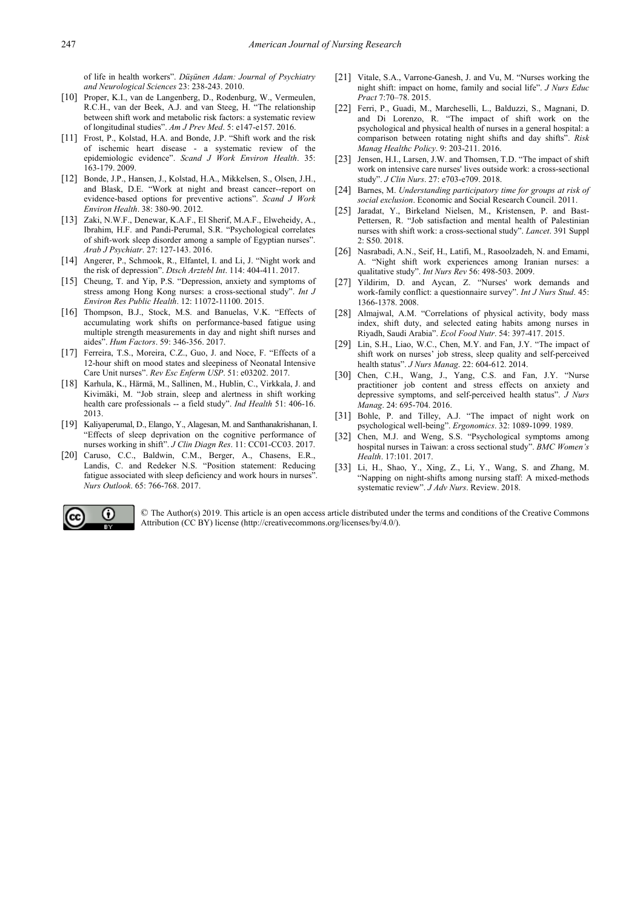of life in health workers". *Düşünen Adam: Journal of Psychiatry and Neurological Sciences* 23: 238-243. 2010.

[10] Proper, K.I., van de Langenberg, D., Rodenburg, W., Vermeulen, R.C.H., van der Beek, A.J. and van Steeg, H. "The relationship between shift work and metabolic risk factors: a systematic review of longitudinal studies". *Am J Prev Med*. 5: e147-e157. 2016.

[11] Frost, P., Kolstad, H.A. and Bonde, J.P. "Shift work and the risk of ischemic heart disease - a systematic review of the epidemiologic evidence". *Scand J Work Environ Health*. 35: 163-179. 2009.

[12] Bonde, J.P., Hansen, J., Kolstad, H.A., Mikkelsen, S., Olsen, J.H., and Blask, D.E. "Work at night and breast cancer--report on evidence-based options for preventive actions". *Scand J Work Environ Health*. 38: 380-90. 2012.

[13] Zaki, N.W.F., Denewar, K.A.F., El Sherif, M.A.F., Elweheidy, A., Ibrahim, H.F. and Pandi-Perumal, S.R. "Psychological correlates of shift-work sleep disorder among a sample of Egyptian nurses". *Arab J Psychiatr*. 27: 127-143. 2016.

[14] Angerer, P., Schmook, R., Elfantel, I. and Li, J. "Night work and the risk of depression". *Dtsch Arztebl Int*. 114: 404-411. 2017.

[15] Cheung, T. and Yip, P.S. "Depression, anxiety and symptoms of stress among Hong Kong nurses: a cross-sectional study". *Int J Environ Res Public Health*. 12: 11072-11100. 2015.

[16] Thompson, B.J., Stock, M.S. and Banuelas, V.K. "Effects of accumulating work shifts on performance-based fatigue using multiple strength measurements in day and night shift nurses and aides". *Hum Factors*. 59: 346-356. 2017.

[17] Ferreira, T.S., Moreira, C.Z., Guo, J. and Noce, F. "Effects of a 12-hour shift on mood states and sleepiness of Neonatal Intensive Care Unit nurses". *Rev Esc Enferm USP*. 51: e03202. 2017.

[18] Karhula, K., Härmä, M., Sallinen, M., Hublin, C., Virkkala, J. and Kivimäki, M. "Job strain, sleep and alertness in shift working health care professionals -- a field study". *Ind Health* 51: 406-16. 2013.

[19] Kaliyaperumal, D., Elango, Y., Alagesan, M. and Santhanakrishanan, I. "Effects of sleep deprivation on the cognitive performance of nurses working in shift". *J Clin Diagn Res*. 11: CC01-CC03. 2017.

[20] Caruso, C.C., Baldwin, C.M., Berger, A., Chasens, E.R., Landis, C. and Redeker N.S. "Position statement: Reducing fatigue associated with sleep deficiency and work hours in nurses". *Nurs Outlook*. 65: 766-768. 2017.

[21] Vitale, S.A., Varrone-Ganesh, J. and Vu, M. "Nurses working the night shift: impact on home, family and social life". *J Nurs Educ Pract* 7:70–78. 2015.

[22] Ferri, P., Guadi, M., Marcheselli, L., Balduzzi, S., Magnani, D. and Di Lorenzo, R. "The impact of shift work on the psychological and physical health of nurses in a general hospital: a comparison between rotating night shifts and day shifts". *Risk Manag Healthc Policy*. 9: 203-211. 2016.

[23] Jensen, H.I., Larsen, J.W. and Thomsen, T.D. "The impact of shift work on intensive care nurses' lives outside work: a cross-sectional study". *J Clin Nurs*. 27: e703-e709. 2018.

[24] Barnes, M. *Understanding participatory time for groups at risk of social exclusion*. Economic and Social Research Council. 2011.

[25] Jaradat, Y., Birkeland Nielsen, M., Kristensen, P. and Bast-Pettersen, R. "Job satisfaction and mental health of Palestinian nurses with shift work: a cross-sectional study". *Lancet*. 391 Suppl 2: S50. 2018.

[26] Nasrabadi, A.N., Seif, H., Latifi, M., Rasoolzadeh, N. and Emami, A. "Night shift work experiences among Iranian nurses: a qualitative study". *Int Nurs Rev* 56: 498-503. 2009.

[27] Yildirim, D. and Aycan, Z. "Nurses' work demands and work-family conflict: a questionnaire survey". *Int J Nurs Stud*. 45: 1366-1378. 2008.

[28] Almajwal, A.M. "Correlations of physical activity, body mass index, shift duty, and selected eating habits among nurses in Riyadh, Saudi Arabia". *Ecol Food Nutr*. 54: 397-417. 2015.

[29] Lin, S.H., Liao, W.C., Chen, M.Y. and Fan, J.Y. "The impact of shift work on nurses' job stress, sleep quality and self-perceived health status". *J Nurs Manag*. 22: 604-612. 2014.

[30] Chen, C.H., Wang, J., Yang, C.S. and Fan, J.Y. "Nurse practitioner job content and stress effects on anxiety and depressive symptoms, and self-perceived health status". *J Nurs Manag*. 24: 695-704. 2016.

[31] Bohle, P. and Tilley, A.J. "The impact of night work on psychological well-being". *Ergonomics*. 32: 1089-1099. 1989.

[32] Chen, M.J. and Weng, S.S. "Psychological symptoms among hospital nurses in Taiwan: a cross sectional study". *BMC Women's Health*. 17:101. 2017.

[33] Li, H., Shao, Y., Xing, Z., Li, Y., Wang, S. and Zhang, M. "Napping on night-shifts among nursing staff: A mixed-methods systematic review". *J Adv Nurs*. Review. 2018.

© The Author(s) 2019. This article is an open access article distributed under the terms and conditions of the Creative Commons Attribution (CC BY) license (http://creativecommons.org/licenses/by/4.0/).